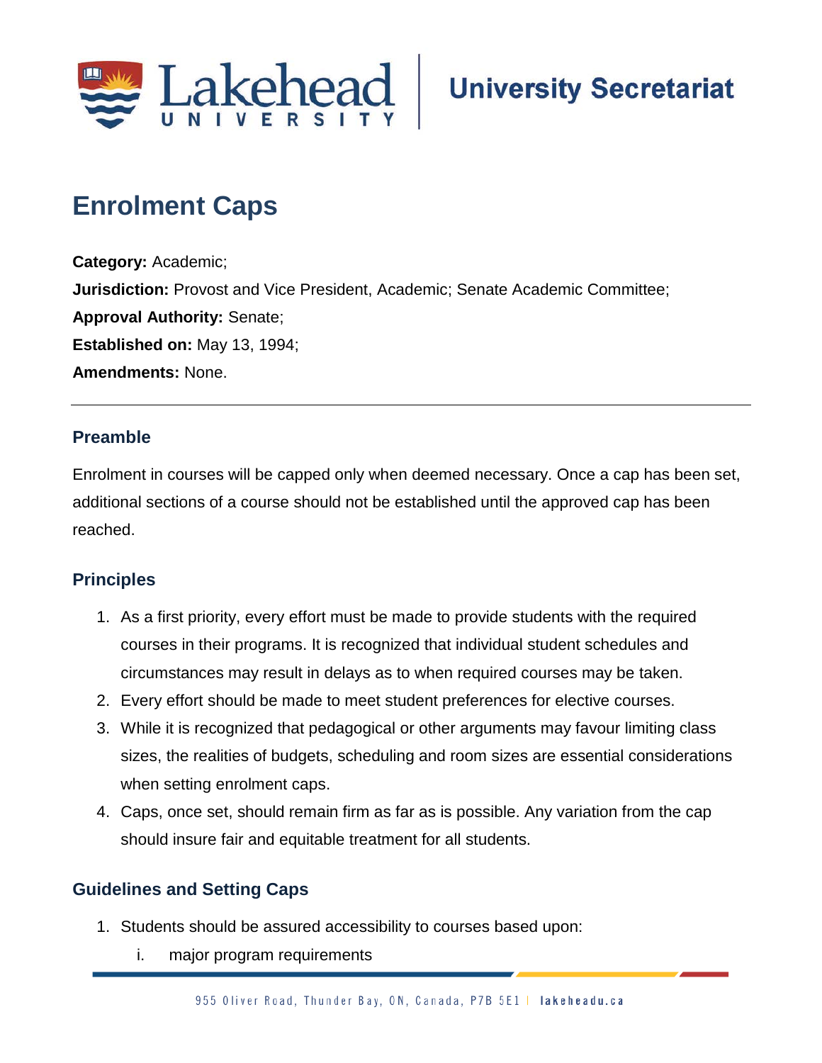# Enrolment Caps

**Category:** Academic;
**Jurisdiction:** Provost and Vice President, Academic; Senate Academic Committee;
**Approval Authority:** Senate;
**Established on:** May 13, 1994;
**Amendments:** None.

---

## Preamble

Enrolment in courses will be capped only when deemed necessary. Once a cap has been set, additional sections of a course should not be established until the approved cap has been reached.

## Principles

1. As a first priority, every effort must be made to provide students with the required courses in their programs. It is recognized that individual student schedules and circumstances may result in delays as to when required courses may be taken.
2. Every effort should be made to meet student preferences for elective courses.
3. While it is recognized that pedagogical or other arguments may favour limiting class sizes, the realities of budgets, scheduling and room sizes are essential considerations when setting enrolment caps.
4. Caps, once set, should remain firm as far as is possible. Any variation from the cap should insure fair and equitable treatment for all students.

## Guidelines and Setting Caps

1. Students should be assured accessibility to courses based upon:
   i. major program requirements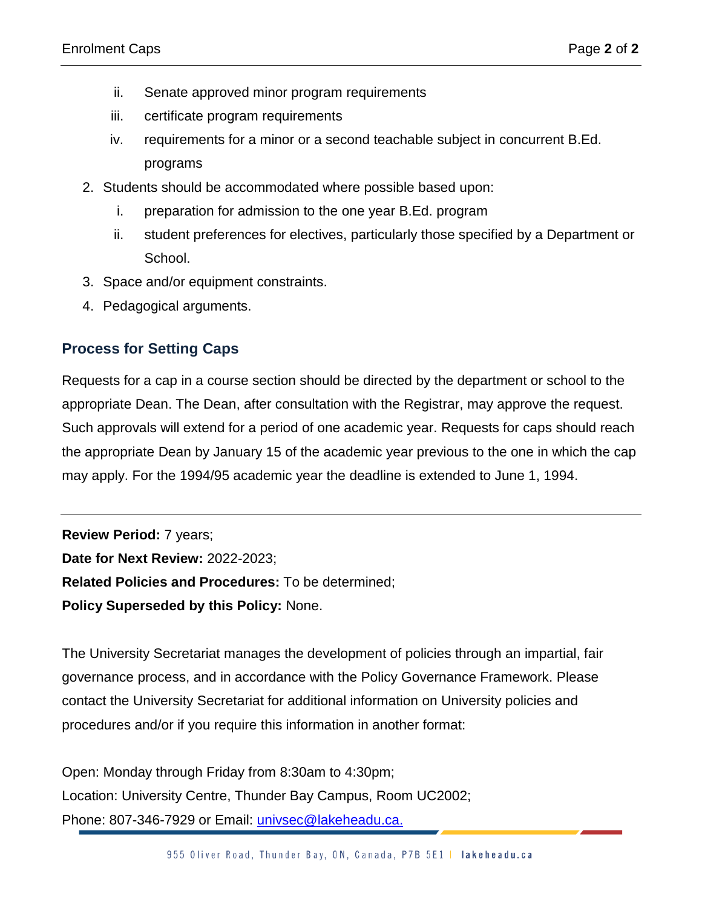ii. Senate approved minor program requirements
   iii. certificate program requirements
   iv. requirements for a minor or a second teachable subject in concurrent B.Ed. programs

2. Students should be accommodated where possible based upon:
   i. preparation for admission to the one year B.Ed. program
   ii. student preferences for electives, particularly those specified by a Department or School.
3. Space and/or equipment constraints.
4. Pedagogical arguments.

## Process for Setting Caps

Requests for a cap in a course section should be directed by the department or school to the appropriate Dean. The Dean, after consultation with the Registrar, may approve the request. Such approvals will extend for a period of one academic year. Requests for caps should reach the appropriate Dean by January 15 of the academic year previous to the one in which the cap may apply. For the 1994/95 academic year the deadline is extended to June 1, 1994.

---

**Review Period:** 7 years;
**Date for Next Review:** 2022-2023;
**Related Policies and Procedures:** To be determined;
**Policy Superseded by this Policy:** None.

The University Secretariat manages the development of policies through an impartial, fair governance process, and in accordance with the Policy Governance Framework. Please contact the University Secretariat for additional information on University policies and procedures and/or if you require this information in another format:

Open: Monday through Friday from 8:30am to 4:30pm;
Location: University Centre, Thunder Bay Campus, Room UC2002;
Phone: 807-346-7929 or Email: univsec@lakeheadu.ca.